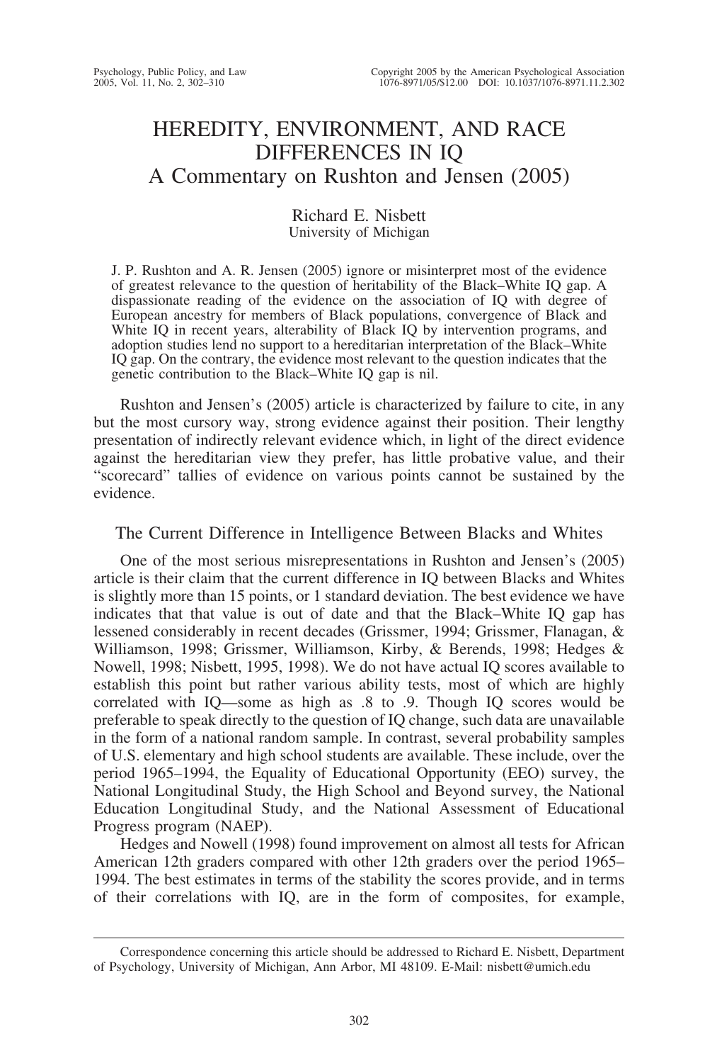# HEREDITY, ENVIRONMENT, AND RACE DIFFERENCES IN IQ
## A Commentary on Rushton and Jensen (2005)

Richard E. Nisbett
University of Michigan

J. P. Rushton and A. R. Jensen (2005) ignore or misinterpret most of the evidence of greatest relevance to the question of heritability of the Black–White IQ gap. A dispassionate reading of the evidence on the association of IQ with degree of European ancestry for members of Black populations, convergence of Black and White IQ in recent years, alterability of Black IQ by intervention programs, and adoption studies lend no support to a hereditarian interpretation of the Black–White IQ gap. On the contrary, the evidence most relevant to the question indicates that the genetic contribution to the Black–White IQ gap is nil.

Rushton and Jensen's (2005) article is characterized by failure to cite, in any but the most cursory way, strong evidence against their position. Their lengthy presentation of indirectly relevant evidence which, in light of the direct evidence against the hereditarian view they prefer, has little probative value, and their "scorecard" tallies of evidence on various points cannot be sustained by the evidence.

## The Current Difference in Intelligence Between Blacks and Whites

One of the most serious misrepresentations in Rushton and Jensen's (2005) article is their claim that the current difference in IQ between Blacks and Whites is slightly more than 15 points, or 1 standard deviation. The best evidence we have indicates that that value is out of date and that the Black–White IQ gap has lessened considerably in recent decades (Grissmer, 1994; Grissmer, Flanagan, & Williamson, 1998; Grissmer, Williamson, Kirby, & Berends, 1998; Hedges & Nowell, 1998; Nisbett, 1995, 1998). We do not have actual IQ scores available to establish this point but rather various ability tests, most of which are highly correlated with IQ—some as high as .8 to .9. Though IQ scores would be preferable to speak directly to the question of IQ change, such data are unavailable in the form of a national random sample. In contrast, several probability samples of U.S. elementary and high school students are available. These include, over the period 1965–1994, the Equality of Educational Opportunity (EEO) survey, the National Longitudinal Study, the High School and Beyond survey, the National Education Longitudinal Study, and the National Assessment of Educational Progress program (NAEP).

Hedges and Nowell (1998) found improvement on almost all tests for African American 12th graders compared with other 12th graders over the period 1965–1994. The best estimates in terms of the stability the scores provide, and in terms of their correlations with IQ, are in the form of composites, for example,

---

Correspondence concerning this article should be addressed to Richard E. Nisbett, Department of Psychology, University of Michigan, Ann Arbor, MI 48109. E-Mail: nisbett@umich.edu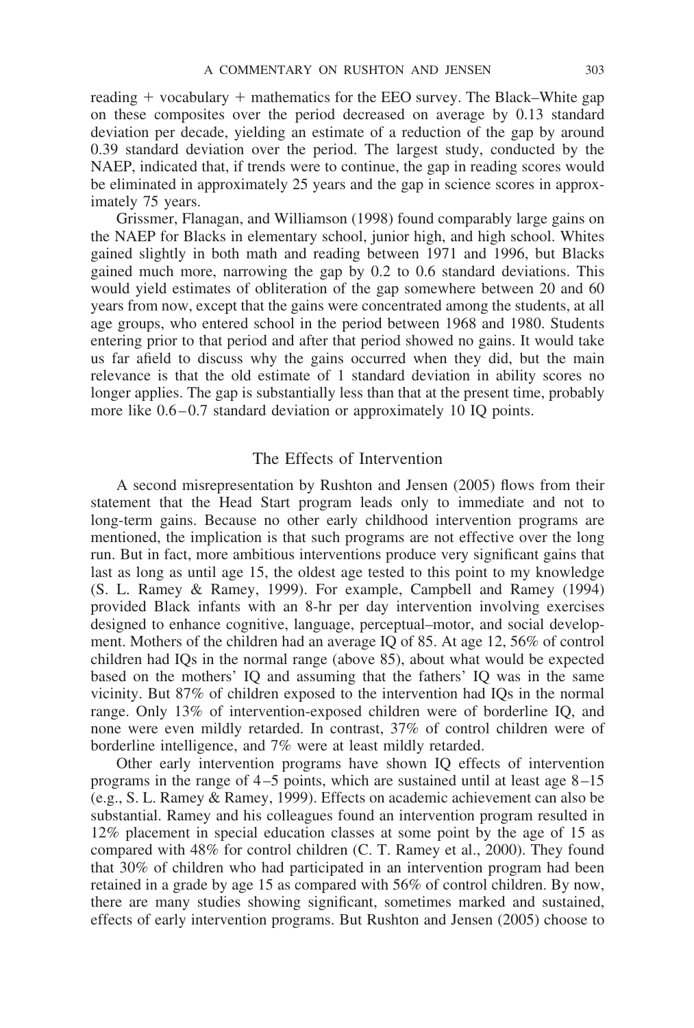reading + vocabulary + mathematics for the EEO survey. The Black–White gap on these composites over the period decreased on average by 0.13 standard deviation per decade, yielding an estimate of a reduction of the gap by around 0.39 standard deviation over the period. The largest study, conducted by the NAEP, indicated that, if trends were to continue, the gap in reading scores would be eliminated in approximately 25 years and the gap in science scores in approximately 75 years.

Grissmer, Flanagan, and Williamson (1998) found comparably large gains on the NAEP for Blacks in elementary school, junior high, and high school. Whites gained slightly in both math and reading between 1971 and 1996, but Blacks gained much more, narrowing the gap by 0.2 to 0.6 standard deviations. This would yield estimates of obliteration of the gap somewhere between 20 and 60 years from now, except that the gains were concentrated among the students, at all age groups, who entered school in the period between 1968 and 1980. Students entering prior to that period and after that period showed no gains. It would take us far afield to discuss why the gains occurred when they did, but the main relevance is that the old estimate of 1 standard deviation in ability scores no longer applies. The gap is substantially less than that at the present time, probably more like 0.6–0.7 standard deviation or approximately 10 IQ points.

## The Effects of Intervention

A second misrepresentation by Rushton and Jensen (2005) flows from their statement that the Head Start program leads only to immediate and not to long-term gains. Because no other early childhood intervention programs are mentioned, the implication is that such programs are not effective over the long run. But in fact, more ambitious interventions produce very significant gains that last as long as until age 15, the oldest age tested to this point to my knowledge (S. L. Ramey & Ramey, 1999). For example, Campbell and Ramey (1994) provided Black infants with an 8-hr per day intervention involving exercises designed to enhance cognitive, language, perceptual–motor, and social development. Mothers of the children had an average IQ of 85. At age 12, 56% of control children had IQs in the normal range (above 85), about what would be expected based on the mothers' IQ and assuming that the fathers' IQ was in the same vicinity. But 87% of children exposed to the intervention had IQs in the normal range. Only 13% of intervention-exposed children were of borderline IQ, and none were even mildly retarded. In contrast, 37% of control children were of borderline intelligence, and 7% were at least mildly retarded.

Other early intervention programs have shown IQ effects of intervention programs in the range of 4–5 points, which are sustained until at least age 8–15 (e.g., S. L. Ramey & Ramey, 1999). Effects on academic achievement can also be substantial. Ramey and his colleagues found an intervention program resulted in 12% placement in special education classes at some point by the age of 15 as compared with 48% for control children (C. T. Ramey et al., 2000). They found that 30% of children who had participated in an intervention program had been retained in a grade by age 15 as compared with 56% of control children. By now, there are many studies showing significant, sometimes marked and sustained, effects of early intervention programs. But Rushton and Jensen (2005) choose to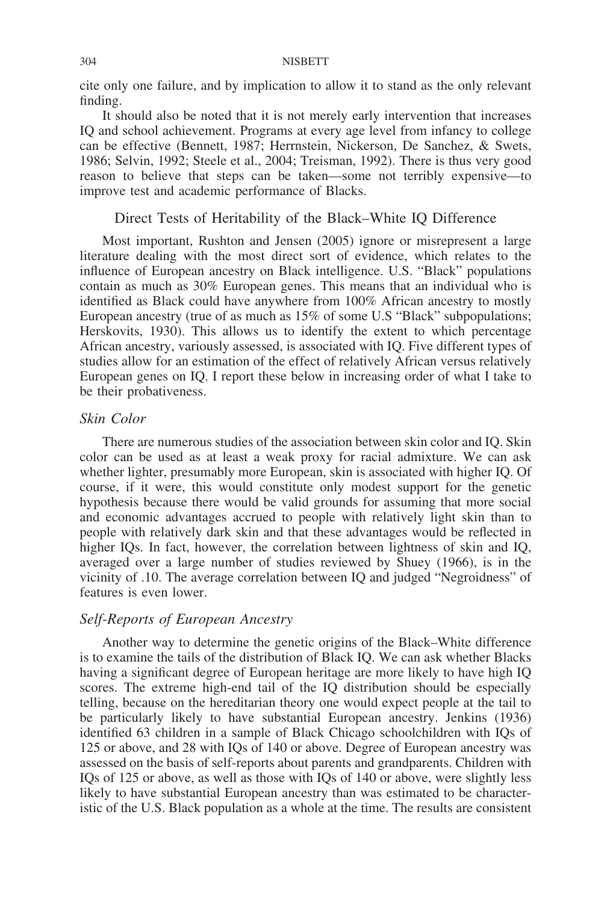cite only one failure, and by implication to allow it to stand as the only relevant finding.

It should also be noted that it is not merely early intervention that increases IQ and school achievement. Programs at every age level from infancy to college can be effective (Bennett, 1987; Herrnstein, Nickerson, De Sanchez, & Swets, 1986; Selvin, 1992; Steele et al., 2004; Treisman, 1992). There is thus very good reason to believe that steps can be taken—some not terribly expensive—to improve test and academic performance of Blacks.

## Direct Tests of Heritability of the Black–White IQ Difference

Most important, Rushton and Jensen (2005) ignore or misrepresent a large literature dealing with the most direct sort of evidence, which relates to the influence of European ancestry on Black intelligence. U.S. "Black" populations contain as much as 30% European genes. This means that an individual who is identified as Black could have anywhere from 100% African ancestry to mostly European ancestry (true of as much as 15% of some U.S "Black" subpopulations; Herskovits, 1930). This allows us to identify the extent to which percentage African ancestry, variously assessed, is associated with IQ. Five different types of studies allow for an estimation of the effect of relatively African versus relatively European genes on IQ. I report these below in increasing order of what I take to be their probativeness.

### *Skin Color*

There are numerous studies of the association between skin color and IQ. Skin color can be used as at least a weak proxy for racial admixture. We can ask whether lighter, presumably more European, skin is associated with higher IQ. Of course, if it were, this would constitute only modest support for the genetic hypothesis because there would be valid grounds for assuming that more social and economic advantages accrued to people with relatively light skin than to people with relatively dark skin and that these advantages would be reflected in higher IQs. In fact, however, the correlation between lightness of skin and IQ, averaged over a large number of studies reviewed by Shuey (1966), is in the vicinity of .10. The average correlation between IQ and judged "Negroidness" of features is even lower.

### *Self-Reports of European Ancestry*

Another way to determine the genetic origins of the Black–White difference is to examine the tails of the distribution of Black IQ. We can ask whether Blacks having a significant degree of European heritage are more likely to have high IQ scores. The extreme high-end tail of the IQ distribution should be especially telling, because on the hereditarian theory one would expect people at the tail to be particularly likely to have substantial European ancestry. Jenkins (1936) identified 63 children in a sample of Black Chicago schoolchildren with IQs of 125 or above, and 28 with IQs of 140 or above. Degree of European ancestry was assessed on the basis of self-reports about parents and grandparents. Children with IQs of 125 or above, as well as those with IQs of 140 or above, were slightly less likely to have substantial European ancestry than was estimated to be characteristic of the U.S. Black population as a whole at the time. The results are consistent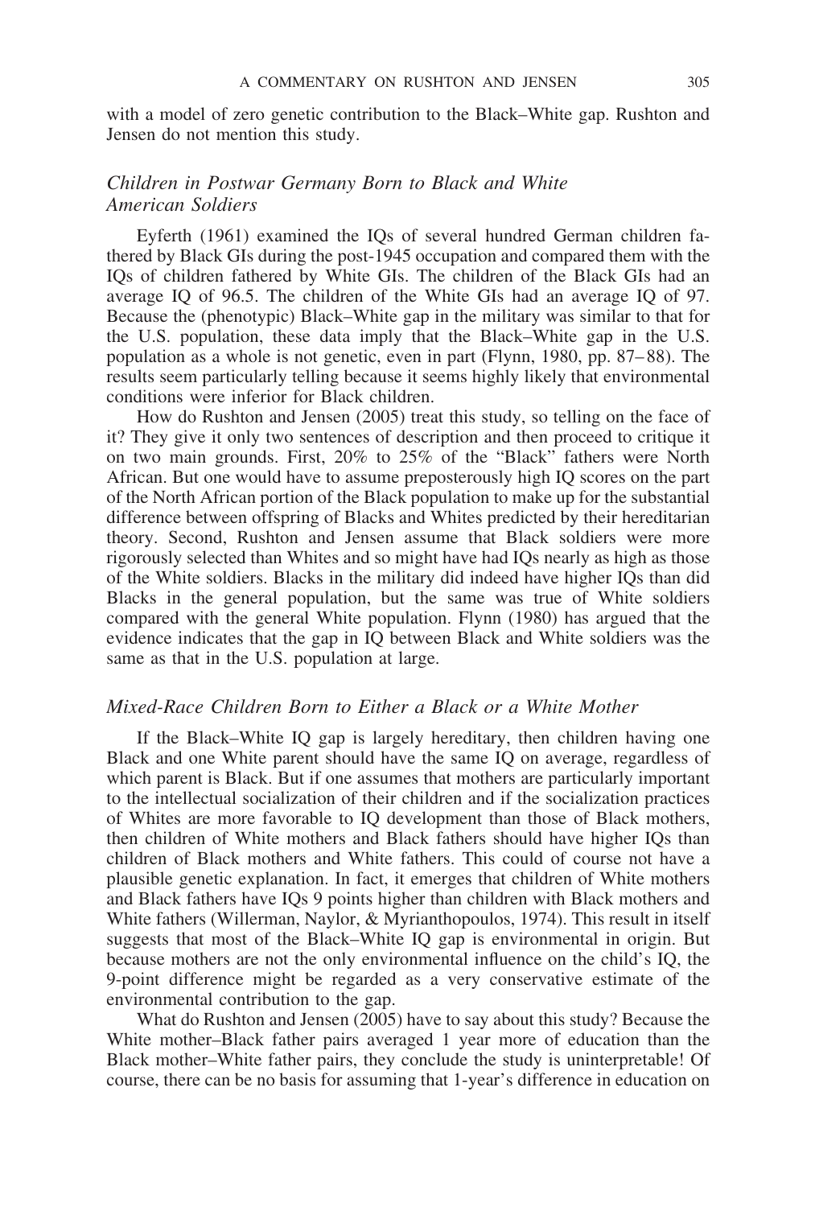with a model of zero genetic contribution to the Black–White gap. Rushton and Jensen do not mention this study.

### *Children in Postwar Germany Born to Black and White American Soldiers*

Eyferth (1961) examined the IQs of several hundred German children fathered by Black GIs during the post-1945 occupation and compared them with the IQs of children fathered by White GIs. The children of the Black GIs had an average IQ of 96.5. The children of the White GIs had an average IQ of 97. Because the (phenotypic) Black–White gap in the military was similar to that for the U.S. population, these data imply that the Black–White gap in the U.S. population as a whole is not genetic, even in part (Flynn, 1980, pp. 87–88). The results seem particularly telling because it seems highly likely that environmental conditions were inferior for Black children.

How do Rushton and Jensen (2005) treat this study, so telling on the face of it? They give it only two sentences of description and then proceed to critique it on two main grounds. First, 20% to 25% of the "Black" fathers were North African. But one would have to assume preposterously high IQ scores on the part of the North African portion of the Black population to make up for the substantial difference between offspring of Blacks and Whites predicted by their hereditarian theory. Second, Rushton and Jensen assume that Black soldiers were more rigorously selected than Whites and so might have had IQs nearly as high as those of the White soldiers. Blacks in the military did indeed have higher IQs than did Blacks in the general population, but the same was true of White soldiers compared with the general White population. Flynn (1980) has argued that the evidence indicates that the gap in IQ between Black and White soldiers was the same as that in the U.S. population at large.

### *Mixed-Race Children Born to Either a Black or a White Mother*

If the Black–White IQ gap is largely hereditary, then children having one Black and one White parent should have the same IQ on average, regardless of which parent is Black. But if one assumes that mothers are particularly important to the intellectual socialization of their children and if the socialization practices of Whites are more favorable to IQ development than those of Black mothers, then children of White mothers and Black fathers should have higher IQs than children of Black mothers and White fathers. This could of course not have a plausible genetic explanation. In fact, it emerges that children of White mothers and Black fathers have IQs 9 points higher than children with Black mothers and White fathers (Willerman, Naylor, & Myrianthopoulos, 1974). This result in itself suggests that most of the Black–White IQ gap is environmental in origin. But because mothers are not the only environmental influence on the child's IQ, the 9-point difference might be regarded as a very conservative estimate of the environmental contribution to the gap.

What do Rushton and Jensen (2005) have to say about this study? Because the White mother–Black father pairs averaged 1 year more of education than the Black mother–White father pairs, they conclude the study is uninterpretable! Of course, there can be no basis for assuming that 1-year's difference in education on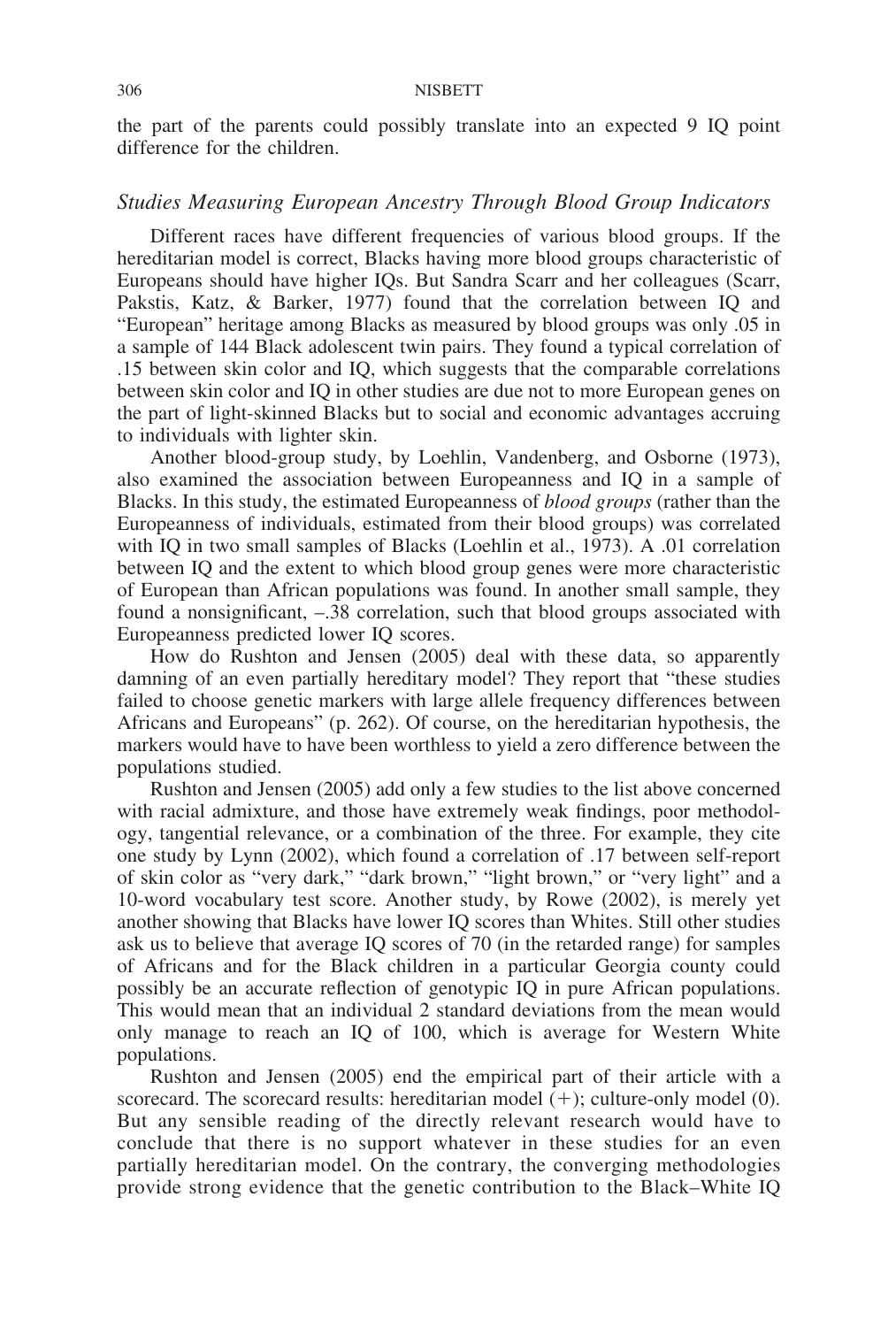the part of the parents could possibly translate into an expected 9 IQ point difference for the children.

### *Studies Measuring European Ancestry Through Blood Group Indicators*

Different races have different frequencies of various blood groups. If the hereditarian model is correct, Blacks having more blood groups characteristic of Europeans should have higher IQs. But Sandra Scarr and her colleagues (Scarr, Pakstis, Katz, & Barker, 1977) found that the correlation between IQ and "European" heritage among Blacks as measured by blood groups was only .05 in a sample of 144 Black adolescent twin pairs. They found a typical correlation of .15 between skin color and IQ, which suggests that the comparable correlations between skin color and IQ in other studies are due not to more European genes on the part of light-skinned Blacks but to social and economic advantages accruing to individuals with lighter skin.

Another blood-group study, by Loehlin, Vandenberg, and Osborne (1973), also examined the association between Europeanness and IQ in a sample of Blacks. In this study, the estimated Europeanness of *blood groups* (rather than the Europeanness of individuals, estimated from their blood groups) was correlated with IQ in two small samples of Blacks (Loehlin et al., 1973). A .01 correlation between IQ and the extent to which blood group genes were more characteristic of European than African populations was found. In another small sample, they found a nonsignificant, –.38 correlation, such that blood groups associated with Europeanness predicted lower IQ scores.

How do Rushton and Jensen (2005) deal with these data, so apparently damning of an even partially hereditary model? They report that "these studies failed to choose genetic markers with large allele frequency differences between Africans and Europeans" (p. 262). Of course, on the hereditarian hypothesis, the markers would have to have been worthless to yield a zero difference between the populations studied.

Rushton and Jensen (2005) add only a few studies to the list above concerned with racial admixture, and those have extremely weak findings, poor methodology, tangential relevance, or a combination of the three. For example, they cite one study by Lynn (2002), which found a correlation of .17 between self-report of skin color as "very dark," "dark brown," "light brown," or "very light" and a 10-word vocabulary test score. Another study, by Rowe (2002), is merely yet another showing that Blacks have lower IQ scores than Whites. Still other studies ask us to believe that average IQ scores of 70 (in the retarded range) for samples of Africans and for the Black children in a particular Georgia county could possibly be an accurate reflection of genotypic IQ in pure African populations. This would mean that an individual 2 standard deviations from the mean would only manage to reach an IQ of 100, which is average for Western White populations.

Rushton and Jensen (2005) end the empirical part of their article with a scorecard. The scorecard results: hereditarian model (+); culture-only model (0). But any sensible reading of the directly relevant research would have to conclude that there is no support whatever in these studies for an even partially hereditarian model. On the contrary, the converging methodologies provide strong evidence that the genetic contribution to the Black–White IQ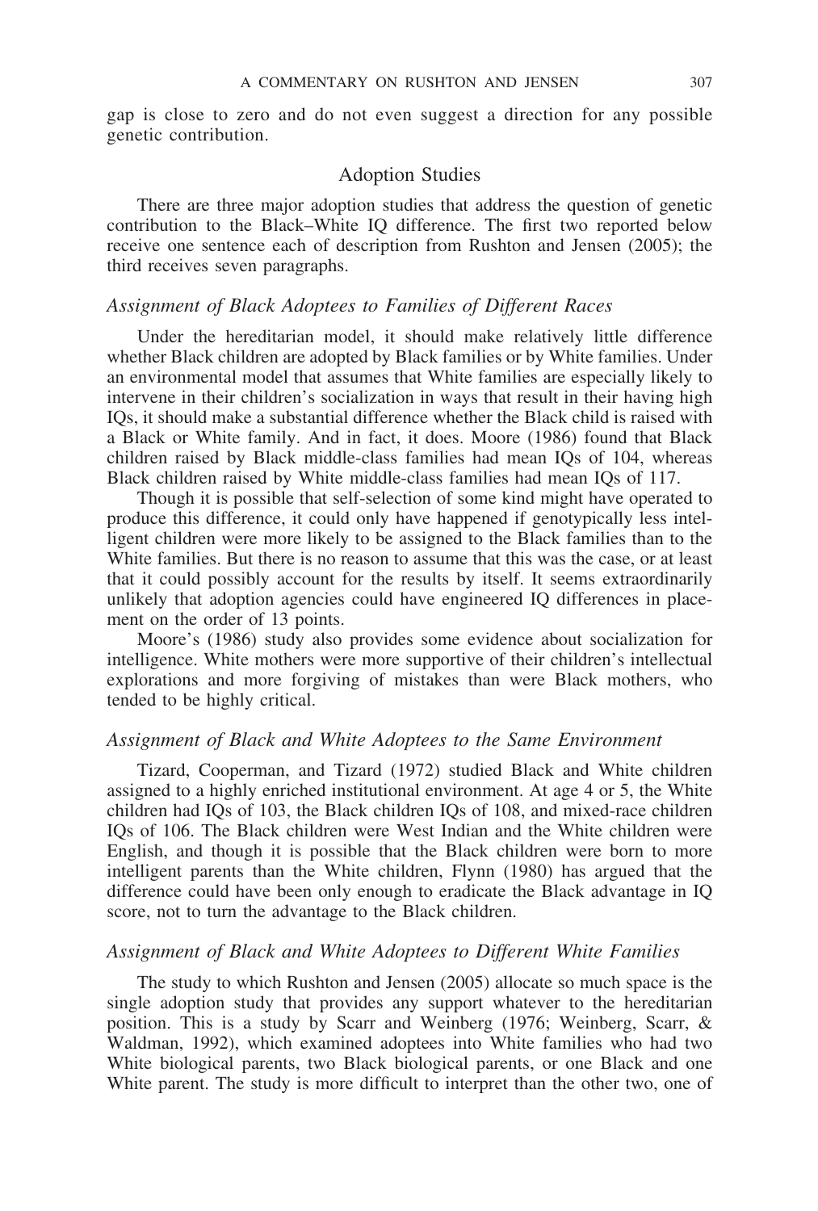gap is close to zero and do not even suggest a direction for any possible genetic contribution.

## Adoption Studies

There are three major adoption studies that address the question of genetic contribution to the Black–White IQ difference. The first two reported below receive one sentence each of description from Rushton and Jensen (2005); the third receives seven paragraphs.

### *Assignment of Black Adoptees to Families of Different Races*

Under the hereditarian model, it should make relatively little difference whether Black children are adopted by Black families or by White families. Under an environmental model that assumes that White families are especially likely to intervene in their children's socialization in ways that result in their having high IQs, it should make a substantial difference whether the Black child is raised with a Black or White family. And in fact, it does. Moore (1986) found that Black children raised by Black middle-class families had mean IQs of 104, whereas Black children raised by White middle-class families had mean IQs of 117.

Though it is possible that self-selection of some kind might have operated to produce this difference, it could only have happened if genotypically less intelligent children were more likely to be assigned to the Black families than to the White families. But there is no reason to assume that this was the case, or at least that it could possibly account for the results by itself. It seems extraordinarily unlikely that adoption agencies could have engineered IQ differences in placement on the order of 13 points.

Moore's (1986) study also provides some evidence about socialization for intelligence. White mothers were more supportive of their children's intellectual explorations and more forgiving of mistakes than were Black mothers, who tended to be highly critical.

### *Assignment of Black and White Adoptees to the Same Environment*

Tizard, Cooperman, and Tizard (1972) studied Black and White children assigned to a highly enriched institutional environment. At age 4 or 5, the White children had IQs of 103, the Black children IQs of 108, and mixed-race children IQs of 106. The Black children were West Indian and the White children were English, and though it is possible that the Black children were born to more intelligent parents than the White children, Flynn (1980) has argued that the difference could have been only enough to eradicate the Black advantage in IQ score, not to turn the advantage to the Black children.

### *Assignment of Black and White Adoptees to Different White Families*

The study to which Rushton and Jensen (2005) allocate so much space is the single adoption study that provides any support whatever to the hereditarian position. This is a study by Scarr and Weinberg (1976; Weinberg, Scarr, & Waldman, 1992), which examined adoptees into White families who had two White biological parents, two Black biological parents, or one Black and one White parent. The study is more difficult to interpret than the other two, one of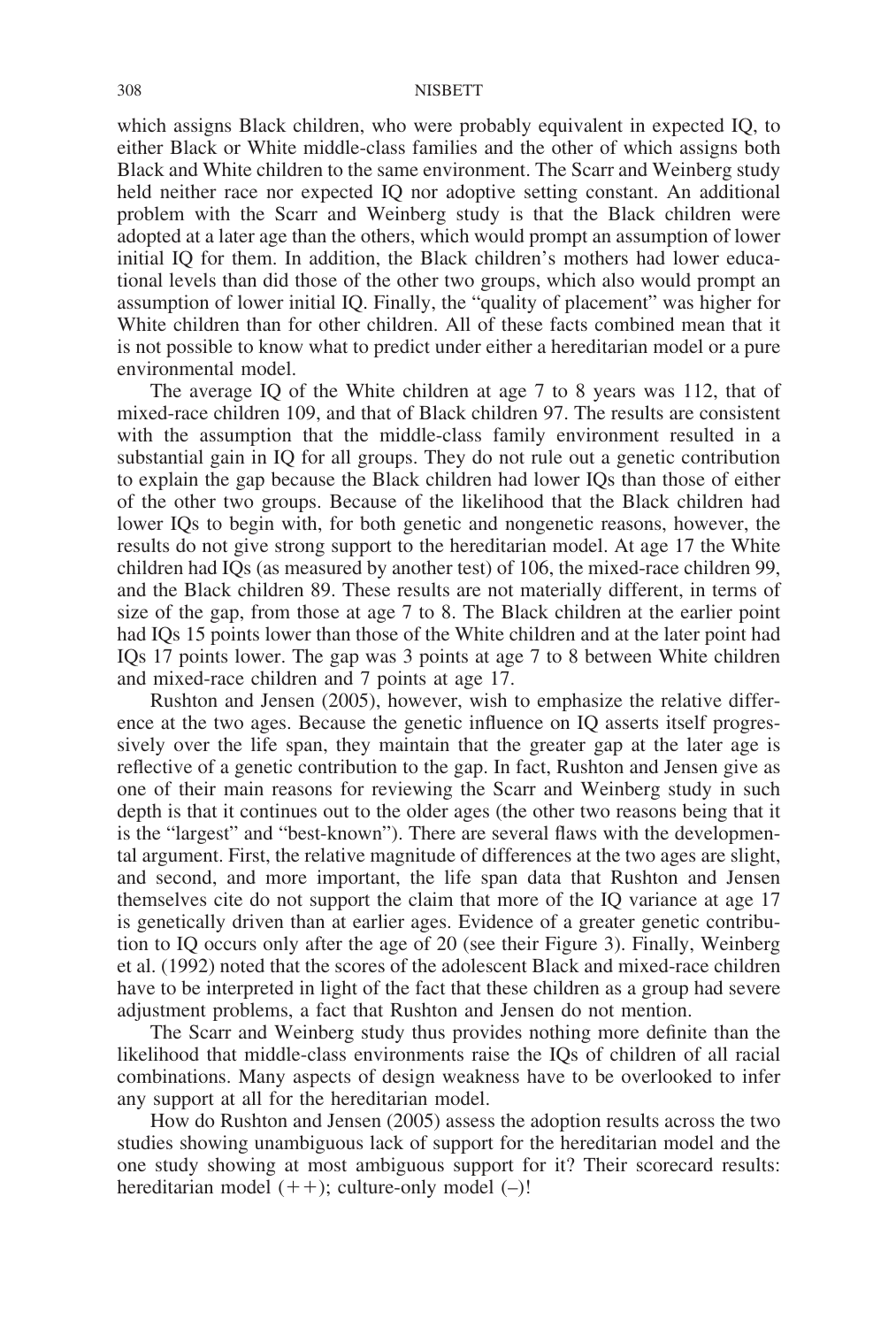which assigns Black children, who were probably equivalent in expected IQ, to either Black or White middle-class families and the other of which assigns both Black and White children to the same environment. The Scarr and Weinberg study held neither race nor expected IQ nor adoptive setting constant. An additional problem with the Scarr and Weinberg study is that the Black children were adopted at a later age than the others, which would prompt an assumption of lower initial IQ for them. In addition, the Black children's mothers had lower educational levels than did those of the other two groups, which also would prompt an assumption of lower initial IQ. Finally, the "quality of placement" was higher for White children than for other children. All of these facts combined mean that it is not possible to know what to predict under either a hereditarian model or a pure environmental model.

The average IQ of the White children at age 7 to 8 years was 112, that of mixed-race children 109, and that of Black children 97. The results are consistent with the assumption that the middle-class family environment resulted in a substantial gain in IQ for all groups. They do not rule out a genetic contribution to explain the gap because the Black children had lower IQs than those of either of the other two groups. Because of the likelihood that the Black children had lower IQs to begin with, for both genetic and nongenetic reasons, however, the results do not give strong support to the hereditarian model. At age 17 the White children had IQs (as measured by another test) of 106, the mixed-race children 99, and the Black children 89. These results are not materially different, in terms of size of the gap, from those at age 7 to 8. The Black children at the earlier point had IQs 15 points lower than those of the White children and at the later point had IQs 17 points lower. The gap was 3 points at age 7 to 8 between White children and mixed-race children and 7 points at age 17.

Rushton and Jensen (2005), however, wish to emphasize the relative difference at the two ages. Because the genetic influence on IQ asserts itself progressively over the life span, they maintain that the greater gap at the later age is reflective of a genetic contribution to the gap. In fact, Rushton and Jensen give as one of their main reasons for reviewing the Scarr and Weinberg study in such depth is that it continues out to the older ages (the other two reasons being that it is the "largest" and "best-known"). There are several flaws with the developmental argument. First, the relative magnitude of differences at the two ages are slight, and second, and more important, the life span data that Rushton and Jensen themselves cite do not support the claim that more of the IQ variance at age 17 is genetically driven than at earlier ages. Evidence of a greater genetic contribution to IQ occurs only after the age of 20 (see their Figure 3). Finally, Weinberg et al. (1992) noted that the scores of the adolescent Black and mixed-race children have to be interpreted in light of the fact that these children as a group had severe adjustment problems, a fact that Rushton and Jensen do not mention.

The Scarr and Weinberg study thus provides nothing more definite than the likelihood that middle-class environments raise the IQs of children of all racial combinations. Many aspects of design weakness have to be overlooked to infer any support at all for the hereditarian model.

How do Rushton and Jensen (2005) assess the adoption results across the two studies showing unambiguous lack of support for the hereditarian model and the one study showing at most ambiguous support for it? Their scorecard results: hereditarian model (++); culture-only model (–)!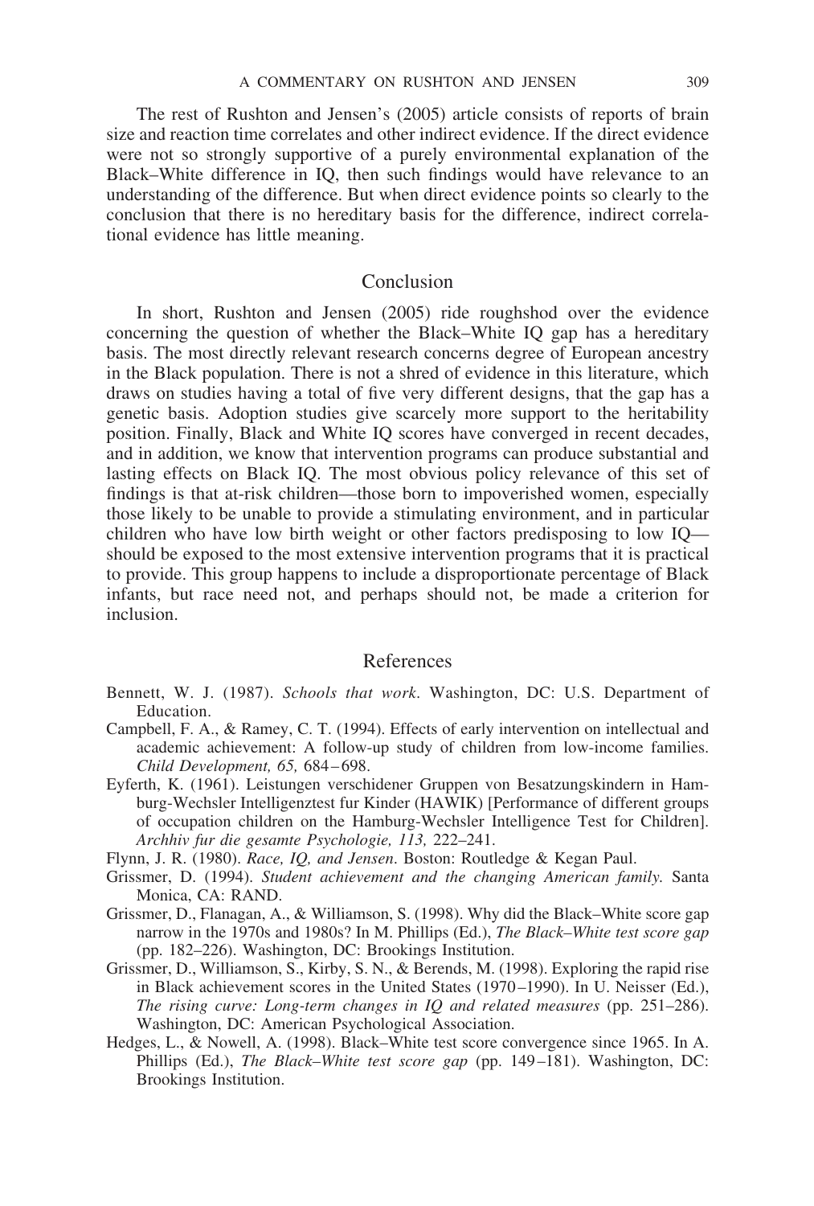The rest of Rushton and Jensen's (2005) article consists of reports of brain size and reaction time correlates and other indirect evidence. If the direct evidence were not so strongly supportive of a purely environmental explanation of the Black–White difference in IQ, then such findings would have relevance to an understanding of the difference. But when direct evidence points so clearly to the conclusion that there is no hereditary basis for the difference, indirect correlational evidence has little meaning.

## Conclusion

In short, Rushton and Jensen (2005) ride roughshod over the evidence concerning the question of whether the Black–White IQ gap has a hereditary basis. The most directly relevant research concerns degree of European ancestry in the Black population. There is not a shred of evidence in this literature, which draws on studies having a total of five very different designs, that the gap has a genetic basis. Adoption studies give scarcely more support to the heritability position. Finally, Black and White IQ scores have converged in recent decades, and in addition, we know that intervention programs can produce substantial and lasting effects on Black IQ. The most obvious policy relevance of this set of findings is that at-risk children—those born to impoverished women, especially those likely to be unable to provide a stimulating environment, and in particular children who have low birth weight or other factors predisposing to low IQ—should be exposed to the most extensive intervention programs that it is practical to provide. This group happens to include a disproportionate percentage of Black infants, but race need not, and perhaps should not, be made a criterion for inclusion.

## References

Bennett, W. J. (1987). *Schools that work*. Washington, DC: U.S. Department of Education.

Campbell, F. A., & Ramey, C. T. (1994). Effects of early intervention on intellectual and academic achievement: A follow-up study of children from low-income families. *Child Development, 65,* 684–698.

Eyferth, K. (1961). Leistungen verschiedener Gruppen von Besatzungskindern in Hamburg-Wechsler Intelligenztest fur Kinder (HAWIK) [Performance of different groups of occupation children on the Hamburg-Wechsler Intelligence Test for Children]. *Archhiv fur die gesamte Psychologie, 113,* 222–241.

Flynn, J. R. (1980). *Race, IQ, and Jensen*. Boston: Routledge & Kegan Paul.

Grissmer, D. (1994). *Student achievement and the changing American family.* Santa Monica, CA: RAND.

Grissmer, D., Flanagan, A., & Williamson, S. (1998). Why did the Black–White score gap narrow in the 1970s and 1980s? In M. Phillips (Ed.), *The Black–White test score gap* (pp. 182–226). Washington, DC: Brookings Institution.

Grissmer, D., Williamson, S., Kirby, S. N., & Berends, M. (1998). Exploring the rapid rise in Black achievement scores in the United States (1970–1990). In U. Neisser (Ed.), *The rising curve: Long-term changes in IQ and related measures* (pp. 251–286). Washington, DC: American Psychological Association.

Hedges, L., & Nowell, A. (1998). Black–White test score convergence since 1965. In A. Phillips (Ed.), *The Black–White test score gap* (pp. 149–181). Washington, DC: Brookings Institution.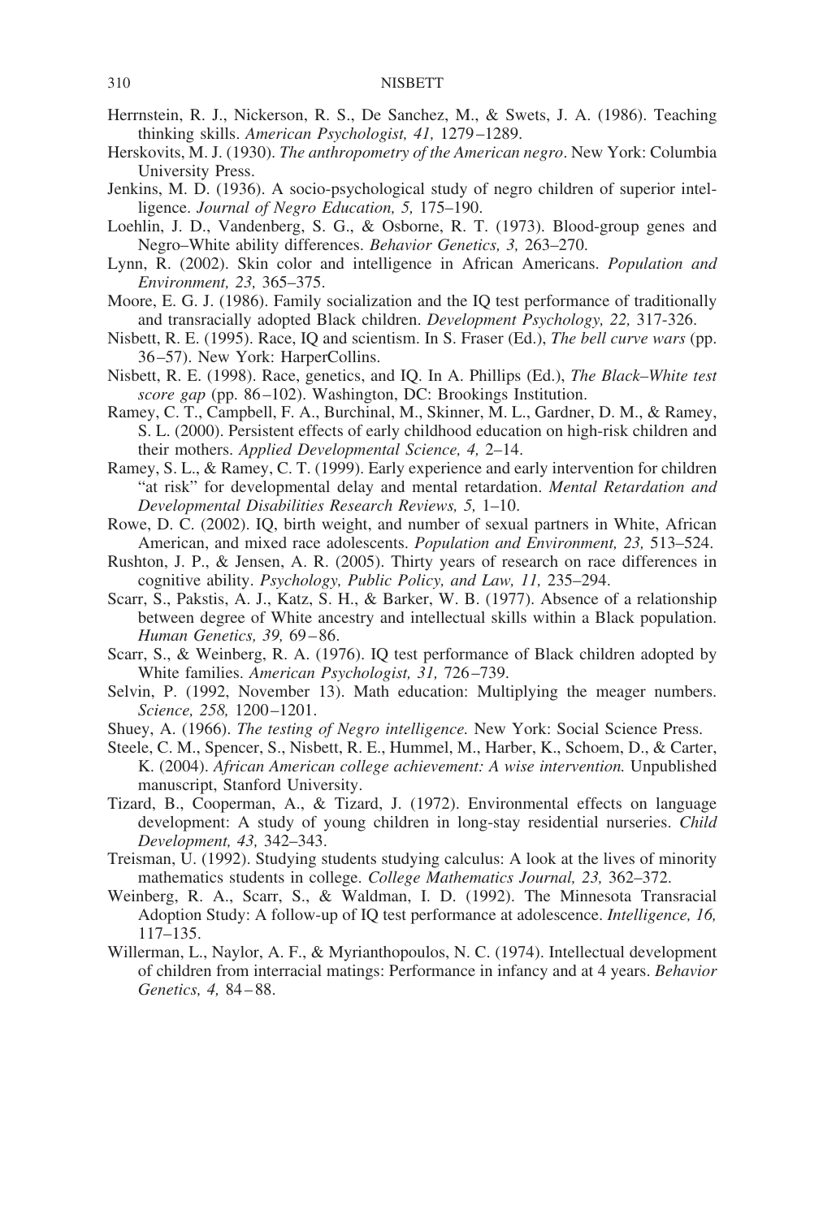Herrnstein, R. J., Nickerson, R. S., De Sanchez, M., & Swets, J. A. (1986). Teaching thinking skills. *American Psychologist, 41,* 1279–1289.

Herskovits, M. J. (1930). *The anthropometry of the American negro*. New York: Columbia University Press.

Jenkins, M. D. (1936). A socio-psychological study of negro children of superior intelligence. *Journal of Negro Education, 5,* 175–190.

Loehlin, J. D., Vandenberg, S. G., & Osborne, R. T. (1973). Blood-group genes and Negro–White ability differences. *Behavior Genetics, 3,* 263–270.

Lynn, R. (2002). Skin color and intelligence in African Americans. *Population and Environment, 23,* 365–375.

Moore, E. G. J. (1986). Family socialization and the IQ test performance of traditionally and transracially adopted Black children. *Development Psychology, 22,* 317-326.

Nisbett, R. E. (1995). Race, IQ and scientism. In S. Fraser (Ed.), *The bell curve wars* (pp. 36–57). New York: HarperCollins.

Nisbett, R. E. (1998). Race, genetics, and IQ. In A. Phillips (Ed.), *The Black–White test score gap* (pp. 86–102). Washington, DC: Brookings Institution.

Ramey, C. T., Campbell, F. A., Burchinal, M., Skinner, M. L., Gardner, D. M., & Ramey, S. L. (2000). Persistent effects of early childhood education on high-risk children and their mothers. *Applied Developmental Science, 4,* 2–14.

Ramey, S. L., & Ramey, C. T. (1999). Early experience and early intervention for children "at risk" for developmental delay and mental retardation. *Mental Retardation and Developmental Disabilities Research Reviews, 5,* 1–10.

Rowe, D. C. (2002). IQ, birth weight, and number of sexual partners in White, African American, and mixed race adolescents. *Population and Environment, 23,* 513–524.

Rushton, J. P., & Jensen, A. R. (2005). Thirty years of research on race differences in cognitive ability. *Psychology, Public Policy, and Law, 11,* 235–294.

Scarr, S., Pakstis, A. J., Katz, S. H., & Barker, W. B. (1977). Absence of a relationship between degree of White ancestry and intellectual skills within a Black population. *Human Genetics, 39,* 69–86.

Scarr, S., & Weinberg, R. A. (1976). IQ test performance of Black children adopted by White families. *American Psychologist, 31,* 726–739.

Selvin, P. (1992, November 13). Math education: Multiplying the meager numbers. *Science, 258,* 1200–1201.

Shuey, A. (1966). *The testing of Negro intelligence.* New York: Social Science Press.

Steele, C. M., Spencer, S., Nisbett, R. E., Hummel, M., Harber, K., Schoem, D., & Carter, K. (2004). *African American college achievement: A wise intervention.* Unpublished manuscript, Stanford University.

Tizard, B., Cooperman, A., & Tizard, J. (1972). Environmental effects on language development: A study of young children in long-stay residential nurseries. *Child Development, 43,* 342–343.

Treisman, U. (1992). Studying students studying calculus: A look at the lives of minority mathematics students in college. *College Mathematics Journal, 23,* 362–372.

Weinberg, R. A., Scarr, S., & Waldman, I. D. (1992). The Minnesota Transracial Adoption Study: A follow-up of IQ test performance at adolescence. *Intelligence, 16,* 117–135.

Willerman, L., Naylor, A. F., & Myrianthopoulos, N. C. (1974). Intellectual development of children from interracial matings: Performance in infancy and at 4 years. *Behavior Genetics, 4,* 84–88.